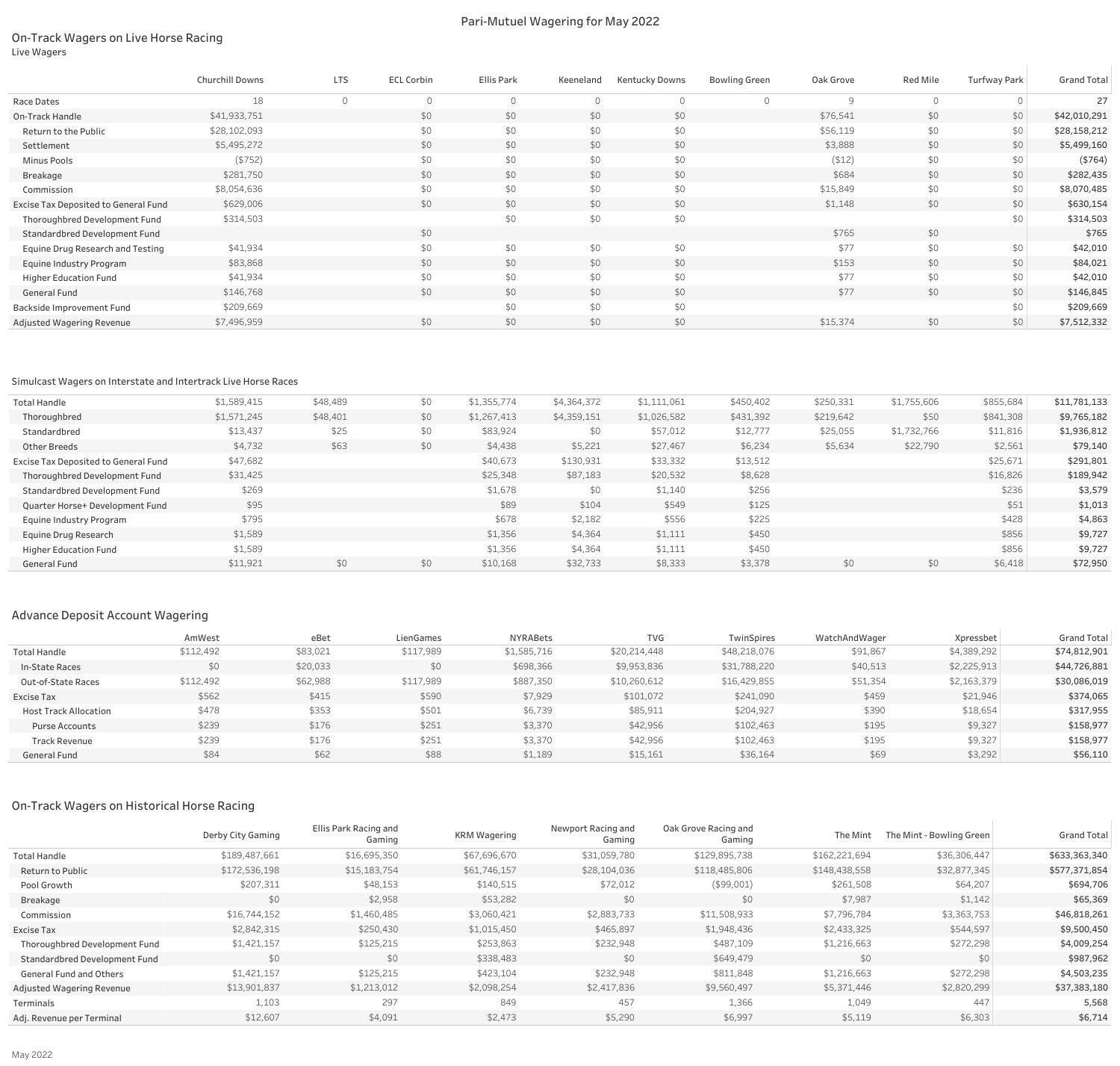# Pari-Mutuel Wagering for May 2022

## On-Track Wagers on Live Horse Racing

Live Wagers

| | Churchill Downs | LTS | ECL Corbin | Ellis Park | Keeneland | Kentucky Downs | Bowling Green | Oak Grove | Red Mile | Turfway Park | Grand Total |
|---|---|---|---|---|---|---|---|---|---|---|---|
| Race Dates | 18 | 0 | 0 | 0 | 0 | 0 | 0 | 9 | 0 | 0 | 27 |
| On-Track Handle | $41,933,751 | | $0 | $0 | $0 | $0 | | $76,541 | $0 | $0 | $42,010,291 |
| Return to the Public | $28,102,093 | | $0 | $0 | $0 | $0 | | $56,119 | $0 | $0 | $28,158,212 |
| Settlement | $5,495,272 | | $0 | $0 | $0 | $0 | | $3,888 | $0 | $0 | $5,499,160 |
| Minus Pools | ($752) | | $0 | $0 | $0 | $0 | | ($12) | $0 | $0 | ($764) |
| Breakage | $281,750 | | $0 | $0 | $0 | $0 | | $684 | $0 | $0 | $282,435 |
| Commission | $8,054,636 | | $0 | $0 | $0 | $0 | | $15,849 | $0 | $0 | $8,070,485 |
| Excise Tax Deposited to General Fund | $629,006 | | $0 | $0 | $0 | $0 | | $1,148 | $0 | $0 | $630,154 |
| Thoroughbred Development Fund | $314,503 | | | $0 | $0 | $0 | | | | $0 | $314,503 |
| Standardbred Development Fund | | | $0 | | | | | $765 | $0 | | $765 |
| Equine Drug Research and Testing | $41,934 | | $0 | $0 | $0 | $0 | | $77 | $0 | $0 | $42,010 |
| Equine Industry Program | $83,868 | | $0 | $0 | $0 | $0 | | $153 | $0 | $0 | $84,021 |
| Higher Education Fund | $41,934 | | $0 | $0 | $0 | $0 | | $77 | $0 | $0 | $42,010 |
| General Fund | $146,768 | | $0 | $0 | $0 | $0 | | $77 | $0 | $0 | $146,845 |
| Backside Improvement Fund | $209,669 | | | $0 | $0 | $0 | | | | $0 | $209,669 |
| Adjusted Wagering Revenue | $7,496,959 | | $0 | $0 | $0 | $0 | | $15,374 | $0 | $0 | $7,512,332 |

## Simulcast Wagers on Interstate and Intertrack Live Horse Races

| | Churchill Downs | LTS | ECL Corbin | Ellis Park | Keeneland | Kentucky Downs | Bowling Green | Oak Grove | Red Mile | Turfway Park | Grand Total |
|---|---|---|---|---|---|---|---|---|---|---|---|
| Total Handle | $1,589,415 | $48,489 | $0 | $1,355,774 | $4,364,372 | $1,111,061 | $450,402 | $250,331 | $1,755,606 | $855,684 | $11,781,133 |
| Thoroughbred | $1,571,245 | $48,401 | $0 | $1,267,413 | $4,359,151 | $1,026,582 | $431,392 | $219,642 | $50 | $841,308 | $9,765,182 |
| Standardbred | $13,437 | $25 | $0 | $83,924 | $0 | $57,012 | $12,777 | $25,055 | $1,732,766 | $11,816 | $1,936,812 |
| Other Breeds | $4,732 | $63 | $0 | $4,438 | $5,221 | $27,467 | $6,234 | $5,634 | $22,790 | $2,561 | $79,140 |
| Excise Tax Deposited to General Fund | $47,682 | | | $40,673 | $130,931 | $33,332 | $13,512 | | | $25,671 | $291,801 |
| Thoroughbred Development Fund | $31,425 | | | $25,348 | $87,183 | $20,532 | $8,628 | | | $16,826 | $189,942 |
| Standardbred Development Fund | $269 | | | $1,678 | $0 | $1,140 | $256 | | | $236 | $3,579 |
| Quarter Horse+ Development Fund | $95 | | | $89 | $104 | $549 | $125 | | | $51 | $1,013 |
| Equine Industry Program | $795 | | | $678 | $2,182 | $556 | $225 | | | $428 | $4,863 |
| Equine Drug Research | $1,589 | | | $1,356 | $4,364 | $1,111 | $450 | | | $856 | $9,727 |
| Higher Education Fund | $1,589 | | | $1,356 | $4,364 | $1,111 | $450 | | | $856 | $9,727 |
| General Fund | $11,921 | $0 | $0 | $10,168 | $32,733 | $8,333 | $3,378 | $0 | $0 | $6,418 | $72,950 |

## Advance Deposit Account Wagering

| | AmWest | eBet | LienGames | NYRABets | TVG | TwinSpires | WatchAndWager | Xpressbet | Grand Total |
|---|---|---|---|---|---|---|---|---|---|
| Total Handle | $112,492 | $83,021 | $117,989 | $1,585,716 | $20,214,448 | $48,218,076 | $91,867 | $4,389,292 | $74,812,901 |
| In-State Races | $0 | $20,033 | $0 | $698,366 | $9,953,836 | $31,788,220 | $40,513 | $2,225,913 | $44,726,881 |
| Out-of-State Races | $112,492 | $62,988 | $117,989 | $887,350 | $10,260,612 | $16,429,855 | $51,354 | $2,163,379 | $30,086,019 |
| Excise Tax | $562 | $415 | $590 | $7,929 | $101,072 | $241,090 | $459 | $21,946 | $374,065 |
| Host Track Allocation | $478 | $353 | $501 | $6,739 | $85,911 | $204,927 | $390 | $18,654 | $317,955 |
| Purse Accounts | $239 | $176 | $251 | $3,370 | $42,956 | $102,463 | $195 | $9,327 | $158,977 |
| Track Revenue | $239 | $176 | $251 | $3,370 | $42,956 | $102,463 | $195 | $9,327 | $158,977 |
| General Fund | $84 | $62 | $88 | $1,189 | $15,161 | $36,164 | $69 | $3,292 | $56,110 |

## On-Track Wagers on Historical Horse Racing

| | Derby City Gaming | Ellis Park Racing and Gaming | KRM Wagering | Newport Racing and Gaming | Oak Grove Racing and Gaming | The Mint | The Mint - Bowling Green | Grand Total |
|---|---|---|---|---|---|---|---|---|
| Total Handle | $189,487,661 | $16,695,350 | $67,696,670 | $31,059,780 | $129,895,738 | $162,221,694 | $36,306,447 | $633,363,340 |
| Return to Public | $172,536,198 | $15,183,754 | $61,746,157 | $28,104,036 | $118,485,806 | $148,438,558 | $32,877,345 | $577,371,854 |
| Pool Growth | $207,311 | $48,153 | $140,515 | $72,012 | ($99,001) | $261,508 | $64,207 | $694,706 |
| Breakage | $0 | $2,958 | $53,282 | $0 | $0 | $7,987 | $1,142 | $65,369 |
| Commission | $16,744,152 | $1,460,485 | $3,060,421 | $2,883,733 | $11,508,933 | $7,796,784 | $3,363,753 | $46,818,261 |
| Excise Tax | $2,842,315 | $250,430 | $1,015,450 | $465,897 | $1,948,436 | $2,433,325 | $544,597 | $9,500,450 |
| Thoroughbred Development Fund | $1,421,157 | $125,215 | $253,863 | $232,948 | $487,109 | $1,216,663 | $272,298 | $4,009,254 |
| Standardbred Development Fund | $0 | $0 | $338,483 | $0 | $649,479 | $0 | $0 | $987,962 |
| General Fund and Others | $1,421,157 | $125,215 | $423,104 | $232,948 | $811,848 | $1,216,663 | $272,298 | $4,503,235 |
| Adjusted Wagering Revenue | $13,901,837 | $1,213,012 | $2,098,254 | $2,417,836 | $9,560,497 | $5,371,446 | $2,820,299 | $37,383,180 |
| Terminals | 1,103 | 297 | 849 | 457 | 1,366 | 1,049 | 447 | 5,568 |
| Adj. Revenue per Terminal | $12,607 | $4,091 | $2,473 | $5,290 | $6,997 | $5,119 | $6,303 | $6,714 |

May 2022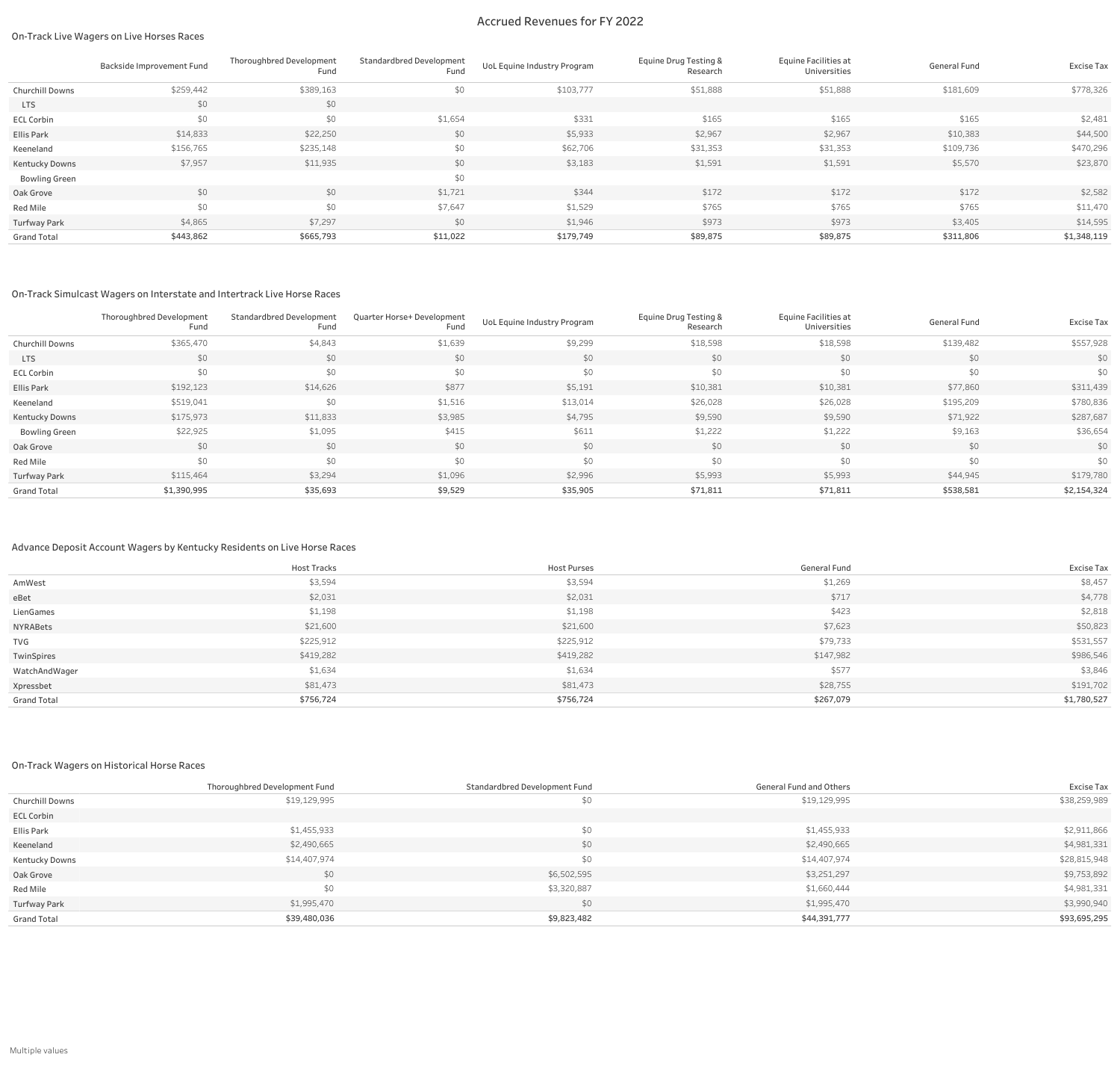# Accrued Revenues for FY 2022

## On-Track Live Wagers on Live Horses Races

| | Backside Improvement Fund | Thoroughbred Development Fund | Standardbred Development Fund | UoL Equine Industry Program | Equine Drug Testing & Research | Equine Facilities at Universities | General Fund | Excise Tax |
|---|---|---|---|---|---|---|---|---|
| Churchill Downs | $259,442 | $389,163 | $0 | $103,777 | $51,888 | $51,888 | $181,609 | $778,326 |
| LTS | $0 | $0 | | | | | | |
| ECL Corbin | $0 | $0 | $1,654 | $331 | $165 | $165 | $165 | $2,481 |
| Ellis Park | $14,833 | $22,250 | $0 | $5,933 | $2,967 | $2,967 | $10,383 | $44,500 |
| Keeneland | $156,765 | $235,148 | $0 | $62,706 | $31,353 | $31,353 | $109,736 | $470,296 |
| Kentucky Downs | $7,957 | $11,935 | $0 | $3,183 | $1,591 | $1,591 | $5,570 | $23,870 |
| Bowling Green | | | $0 | | | | | |
| Oak Grove | $0 | $0 | $1,721 | $344 | $172 | $172 | $172 | $2,582 |
| Red Mile | $0 | $0 | $7,647 | $1,529 | $765 | $765 | $765 | $11,470 |
| Turfway Park | $4,865 | $7,297 | $0 | $1,946 | $973 | $973 | $3,405 | $14,595 |
| **Grand Total** | **$443,862** | **$665,793** | **$11,022** | **$179,749** | **$89,875** | **$89,875** | **$311,806** | **$1,348,119** |

## On-Track Simulcast Wagers on Interstate and Intertrack Live Horse Races

| | Thoroughbred Development Fund | Standardbred Development Fund | Quarter Horse+ Development Fund | UoL Equine Industry Program | Equine Drug Testing & Research | Equine Facilities at Universities | General Fund | Excise Tax |
|---|---|---|---|---|---|---|---|---|
| Churchill Downs | $365,470 | $4,843 | $1,639 | $9,299 | $18,598 | $18,598 | $139,482 | $557,928 |
| LTS | $0 | $0 | $0 | $0 | $0 | $0 | $0 | $0 |
| ECL Corbin | $0 | $0 | $0 | $0 | $0 | $0 | $0 | $0 |
| Ellis Park | $192,123 | $14,626 | $877 | $5,191 | $10,381 | $10,381 | $77,860 | $311,439 |
| Keeneland | $519,041 | $0 | $1,516 | $13,014 | $26,028 | $26,028 | $195,209 | $780,836 |
| Kentucky Downs | $175,973 | $11,833 | $3,985 | $4,795 | $9,590 | $9,590 | $71,922 | $287,687 |
| Bowling Green | $22,925 | $1,095 | $415 | $611 | $1,222 | $1,222 | $9,163 | $36,654 |
| Oak Grove | $0 | $0 | $0 | $0 | $0 | $0 | $0 | $0 |
| Red Mile | $0 | $0 | $0 | $0 | $0 | $0 | $0 | $0 |
| Turfway Park | $115,464 | $3,294 | $1,096 | $2,996 | $5,993 | $5,993 | $44,945 | $179,780 |
| **Grand Total** | **$1,390,995** | **$35,693** | **$9,529** | **$35,905** | **$71,811** | **$71,811** | **$538,581** | **$2,154,324** |

## Advance Deposit Account Wagers by Kentucky Residents on Live Horse Races

| | Host Tracks | Host Purses | General Fund | Excise Tax |
|---|---|---|---|---|
| AmWest | $3,594 | $3,594 | $1,269 | $8,457 |
| eBet | $2,031 | $2,031 | $717 | $4,778 |
| LienGames | $1,198 | $1,198 | $423 | $2,818 |
| NYRABets | $21,600 | $21,600 | $7,623 | $50,823 |
| TVG | $225,912 | $225,912 | $79,733 | $531,557 |
| TwinSpires | $419,282 | $419,282 | $147,982 | $986,546 |
| WatchAndWager | $1,634 | $1,634 | $577 | $3,846 |
| Xpressbet | $81,473 | $81,473 | $28,755 | $191,702 |
| **Grand Total** | **$756,724** | **$756,724** | **$267,079** | **$1,780,527** |

## On-Track Wagers on Historical Horse Races

| | Thoroughbred Development Fund | Standardbred Development Fund | General Fund and Others | Excise Tax |
|---|---|---|---|---|
| Churchill Downs | $19,129,995 | $0 | $19,129,995 | $38,259,989 |
| ECL Corbin | | | | |
| Ellis Park | $1,455,933 | $0 | $1,455,933 | $2,911,866 |
| Keeneland | $2,490,665 | $0 | $2,490,665 | $4,981,331 |
| Kentucky Downs | $14,407,974 | $0 | $14,407,974 | $28,815,948 |
| Oak Grove | $0 | $6,502,595 | $3,251,297 | $9,753,892 |
| Red Mile | $0 | $3,320,887 | $1,660,444 | $4,981,331 |
| Turfway Park | $1,995,470 | $0 | $1,995,470 | $3,990,940 |
| **Grand Total** | **$39,480,036** | **$9,823,482** | **$44,391,777** | **$93,695,295** |

Multiple values